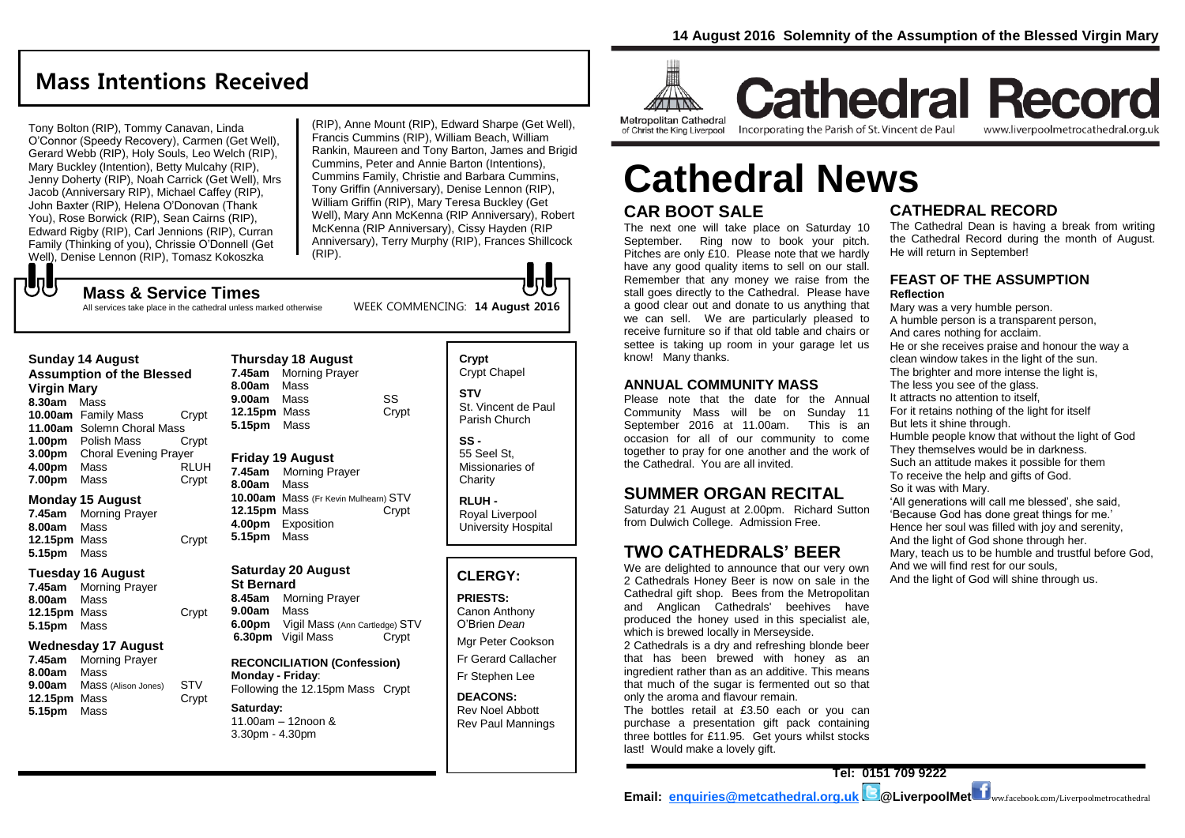14 August 2016 Solemnity of the Assumption of the Blessed Virgin Mary

## Mass Intentions Received

Tony Bolton (RIP), Tommy Canavan, Linda O'Connor (Speedy Recovery), Carmen (Get Well), Gerard Webb (RIP), Holy Souls, Leo Welch (RIP), Mary Buckley (Intention), Betty Mulcahy (RIP), Jenny Doherty (RIP), Noah Carrick (Get Well), Mrs Jacob (Anniversary RIP), Michael Caffey (RIP), John Baxter (RIP), Helena O'Donovan (Thank You), Rose Borwick (RIP), Sean Cairns (RIP), Edward Rigby (RIP), Carl Jennions (RIP), Curran Family (Thinking of you), Chrissie O'Donnell (Get Well), Denise Lennon (RIP), Tomasz Kokoszka (RIP), Anne Mount (RIP), Edward Sharpe (Get Well), Francis Cummins (RIP), William Beach, William Rankin, Maureen and Tony Barton, James and Brigid Cummins, Peter and Annie Barton (Intentions), Cummins Family, Christie and Barbara Cummins, Tony Griffin (Anniversary), Denise Lennon (RIP), William Griffin (RIP), Mary Teresa Buckley (Get Well), Mary Ann McKenna (RIP Anniversary), Robert McKenna (RIP Anniversary), Cissy Hayden (RIP Anniversary), Terry Murphy (RIP), Frances Shillcock (RIP).

## Mass & Service Times

All services take place in the cathedral unless marked otherwise

WEEK COMMENCING: **14 August 2016**

### Sunday 14 August
**Assumption of the Blessed Virgin Mary**

| | | |
|---|---|---|
| **8.30am** | Mass | |
| **10.00am** | Family Mass | Crypt |
| **11.00am** | Solemn Choral Mass | |
| **1.00pm** | Polish Mass | Crypt |
| **3.00pm** | Choral Evening Prayer | |
| **4.00pm** | Mass | RLUH |
| **7.00pm** | Mass | Crypt |

### Monday 15 August

| | | |
|---|---|---|
| **7.45am** | Morning Prayer | |
| **8.00am** | Mass | |
| **12.15pm** | Mass | Crypt |
| **5.15pm** | Mass | |

### Tuesday 16 August

| | | |
|---|---|---|
| **7.45am** | Morning Prayer | |
| **8.00am** | Mass | |
| **12.15pm** | Mass | Crypt |
| **5.15pm** | Mass | |

### Wednesday 17 August

| | | |
|---|---|---|
| **7.45am** | Morning Prayer | |
| **8.00am** | Mass | |
| **9.00am** | Mass (Alison Jones) | STV |
| **12.15pm** | Mass | Crypt |
| **5.15pm** | Mass | |

### Thursday 18 August

| | | |
|---|---|---|
| **7.45am** | Morning Prayer | |
| **8.00am** | Mass | |
| **9.00am** | Mass | SS |
| **12.15pm** | Mass | Crypt |
| **5.15pm** | Mass | |

### Friday 19 August

| | | |
|---|---|---|
| **7.45am** | Morning Prayer | |
| **8.00am** | Mass | |
| **10.00am** | Mass (Fr Kevin Mulhearn) | STV |
| **12.15pm** | Mass | Crypt |
| **4.00pm** | Exposition | |
| **5.15pm** | Mass | |

### Saturday 20 August
**St Bernard**

| | | |
|---|---|---|
| **8.45am** | Morning Prayer | |
| **9.00am** | Mass | |
| **6.00pm** | Vigil Mass (Ann Cartledge) | STV |
| **6.30pm** | Vigil Mass | Crypt |

**RECONCILIATION (Confession)**
**Monday - Friday**:
Following the 12.15pm Mass Crypt

**Saturday:**
11.00am – 12noon &
3.30pm - 4.30pm

**Crypt**
Crypt Chapel

**STV**
St. Vincent de Paul Parish Church

**SS -**
55 Seel St, Missionaries of Charity

**RLUH -**
Royal Liverpool University Hospital

## CLERGY:

**PRIESTS:**
Canon Anthony O'Brien *Dean*
Mgr Peter Cookson
Fr Gerard Callacher
Fr Stephen Lee

**DEACONS:**
Rev Noel Abbott
Rev Paul Mannings

Metropolitan Cathedral of Christ the King Liverpool

# Cathedral Record

Incorporating the Parish of St. Vincent de Paul — www.liverpoolmetrocathedral.org.uk

# Cathedral News

## CAR BOOT SALE

The next one will take place on Saturday 10 September. Ring now to book your pitch. Pitches are only £10. Please note that we hardly have any good quality items to sell on our stall. Remember that any money we raise from the stall goes directly to the Cathedral. Please have a good clear out and donate to us anything that we can sell. We are particularly pleased to receive furniture so if that old table and chairs or settee is taking up room in your garage let us know! Many thanks.

## ANNUAL COMMUNITY MASS

Please note that the date for the Annual Community Mass will be on Sunday 11 September 2016 at 11.00am. This is an occasion for all of our community to come together to pray for one another and the work of the Cathedral. You are all invited.

## SUMMER ORGAN RECITAL

Saturday 21 August at 2.00pm. Richard Sutton from Dulwich College. Admission Free.

## TWO CATHEDRALS' BEER

We are delighted to announce that our very own 2 Cathedrals Honey Beer is now on sale in the Cathedral gift shop. Bees from the Metropolitan and Anglican Cathedrals' beehives have produced the honey used in this specialist ale, which is brewed locally in Merseyside.

2 Cathedrals is a dry and refreshing blonde beer that has been brewed with honey as an ingredient rather than as an additive. This means that much of the sugar is fermented out so that only the aroma and flavour remain.

The bottles retail at £3.50 each or you can purchase a presentation gift pack containing three bottles for £11.95. Get yours whilst stocks last! Would make a lovely gift.

## CATHEDRAL RECORD

The Cathedral Dean is having a break from writing the Cathedral Record during the month of August. He will return in September!

## FEAST OF THE ASSUMPTION
**Reflection**

Mary was a very humble person.
A humble person is a transparent person,
And cares nothing for acclaim.
He or she receives praise and honour the way a clean window takes in the light of the sun.
The brighter and more intense the light is,
The less you see of the glass.
It attracts no attention to itself,
For it retains nothing of the light for itself
But lets it shine through.
Humble people know that without the light of God
They themselves would be in darkness.
Such an attitude makes it possible for them
To receive the help and gifts of God.
So it was with Mary.
'All generations will call me blessed', she said,
'Because God has done great things for me.'
Hence her soul was filled with joy and serenity,
And the light of God shone through her.
Mary, teach us to be humble and trustful before God,
And we will find rest for our souls,
And the light of God will shine through us.

**Tel: 0151 709 9222**

**Email: enquiries@metcathedral.org.uk @LiverpoolMet** www.facebook.com/Liverpoolmetrocathedral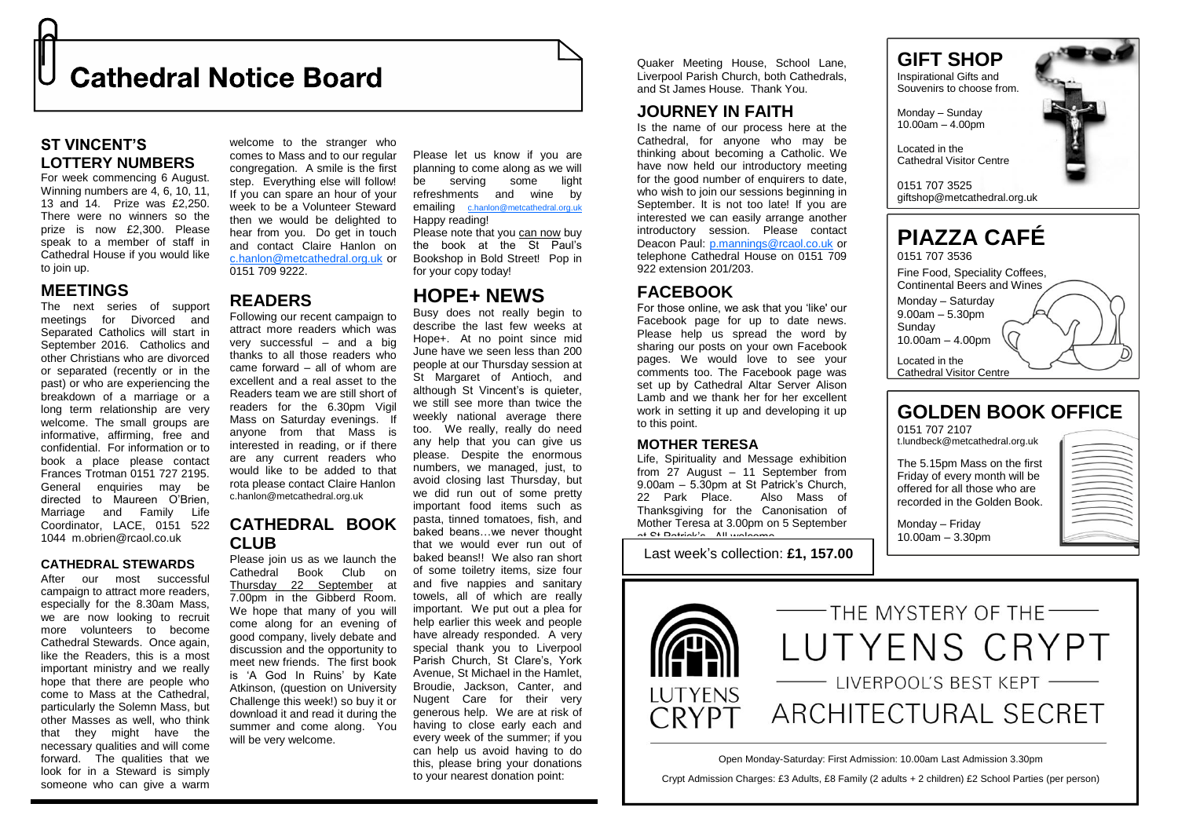# Cathedral Notice Board

## ST VINCENT'S LOTTERY NUMBERS

For week commencing 6 August. Winning numbers are 4, 6, 10, 11, 13 and 14. Prize was £2,250. There were no winners so the prize is now £2,300. Please speak to a member of staff in Cathedral House if you would like to join up.

## MEETINGS

The next series of support meetings for Divorced and Separated Catholics will start in September 2016. Catholics and other Christians who are divorced or separated (recently or in the past) or who are experiencing the breakdown of a marriage or a long term relationship are very welcome. The small groups are informative, affirming, free and confidential. For information or to book a place please contact Frances Trotman 0151 727 2195. General enquiries may be directed to Maureen O'Brien, Marriage and Family Life Coordinator, LACE, 0151 522 1044 m.obrien@rcaol.co.uk

### CATHEDRAL STEWARDS

After our most successful campaign to attract more readers, especially for the 8.30am Mass, we are now looking to recruit more volunteers to become Cathedral Stewards. Once again, like the Readers, this is a most important ministry and we really hope that there are people who come to Mass at the Cathedral, particularly the Solemn Mass, but other Masses as well, who think that they might have the necessary qualities and will come forward. The qualities that we look for in a Steward is simply someone who can give a warm welcome to the stranger who comes to Mass and to our regular congregation. A smile is the first step. Everything else will follow! If you can spare an hour of your week to be a Volunteer Steward then we would be delighted to hear from you. Do get in touch and contact Claire Hanlon on c.hanlon@metcathedral.org.uk or 0151 709 9222.

## READERS

Following our recent campaign to attract more readers which was very successful – and a big thanks to all those readers who came forward – all of whom are excellent and a real asset to the Readers team we are still short of readers for the 6.30pm Vigil Mass on Saturday evenings. If anyone from that Mass is interested in reading, or if there are any current readers who would like to be added to that rota please contact Claire Hanlon c.hanlon@metcathedral.org.uk

## CATHEDRAL BOOK CLUB

Please join us as we launch the Cathedral Book Club on Thursday 22 September at 7.00pm in the Gibberd Room. We hope that many of you will come along for an evening of good company, lively debate and discussion and the opportunity to meet new friends. The first book is 'A God In Ruins' by Kate Atkinson, (question on University Challenge this week!) so buy it or download it and read it during the summer and come along. You will be very welcome.

Please let us know if you are planning to come along as we will be serving some light refreshments and wine by emailing c.hanlon@metcathedral.org.uk Happy reading!

Please note that you can now buy the book at the St Paul's Bookshop in Bold Street! Pop in for your copy today!

## HOPE+ NEWS

Busy does not really begin to describe the last few weeks at Hope+. At no point since mid June have we seen less than 200 people at our Thursday session at St Margaret of Antioch, and although St Vincent's is quieter, we still see more than twice the weekly national average there too. We really, really do need any help that you can give us please. Despite the enormous numbers, we managed, just, to avoid closing last Thursday, but we did run out of some pretty important food items such as pasta, tinned tomatoes, fish, and baked beans…we never thought that we would ever run out of baked beans!! We also ran short of some toiletry items, size four and five nappies and sanitary towels, all of which are really important. We put out a plea for help earlier this week and people have already responded. A very special thank you to Liverpool Parish Church, St Clare's, York Avenue, St Michael in the Hamlet, Broudie, Jackson, Canter, and Nugent Care for their very generous help. We are at risk of having to close early each and every week of the summer; if you can help us avoid having to do this, please bring your donations to your nearest donation point: Quaker Meeting House, School Lane, Liverpool Parish Church, both Cathedrals, and St James House. Thank You.

## JOURNEY IN FAITH

Is the name of our process here at the Cathedral, for anyone who may be thinking about becoming a Catholic. We have now held our introductory meeting for the good number of enquirers to date, who wish to join our sessions beginning in September. It is not too late! If you are interested we can easily arrange another introductory session. Please contact Deacon Paul: p.mannings@rcaol.co.uk or telephone Cathedral House on 0151 709 922 extension 201/203.

## FACEBOOK

For those online, we ask that you 'like' our Facebook page for up to date news. Please help us spread the word by sharing our posts on your own Facebook pages. We would love to see your comments too. The Facebook page was set up by Cathedral Altar Server Alison Lamb and we thank her for her excellent work in setting it up and developing it up to this point.

### MOTHER TERESA

Life, Spirituality and Message exhibition from 27 August – 11 September from 9.00am – 5.30pm at St Patrick's Church, 22 Park Place. Also Mass of Thanksgiving for the Canonisation of Mother Teresa at 3.00pm on 5 September at St Patrick's. All welcome.

Last week's collection: **£1, 157.00**

## GIFT SHOP

Inspirational Gifts and Souvenirs to choose from.

Monday – Sunday
10.00am – 4.00pm

Located in the Cathedral Visitor Centre

0151 707 3525
giftshop@metcathedral.org.uk

## PIAZZA CAFÉ

0151 707 3536

Fine Food, Speciality Coffees, Continental Beers and Wines

Monday – Saturday
9.00am – 5.30pm
Sunday
10.00am – 4.00pm

Located in the Cathedral Visitor Centre

## GOLDEN BOOK OFFICE

0151 707 2107
t.lundbeck@metcathedral.org.uk

The 5.15pm Mass on the first Friday of every month will be offered for all those who are recorded in the Golden Book.

Monday – Friday
10.00am – 3.30pm

LUTYENS CRYPT

THE MYSTERY OF THE LUTYENS CRYPT

LIVERPOOL'S BEST KEPT ARCHITECTURAL SECRET

Open Monday-Saturday: First Admission: 10.00am Last Admission 3.30pm

Crypt Admission Charges: £3 Adults, £8 Family (2 adults + 2 children) £2 School Parties (per person)